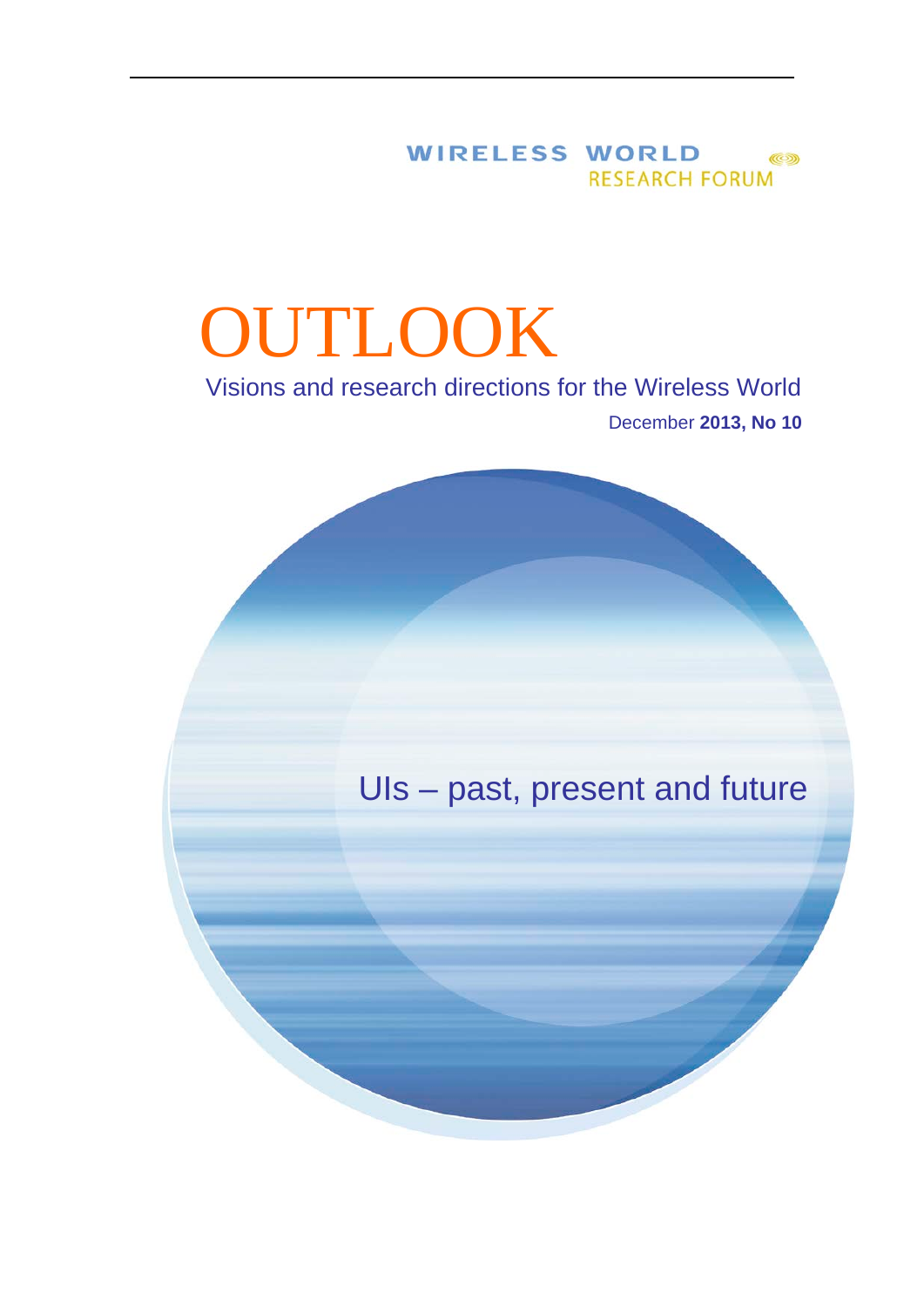WIRELESS WORLD
RESEARCH FORUM

# OUTLOOK

Visions and research directions for the Wireless World

December **2013, No 10**

## UIs – past, present and future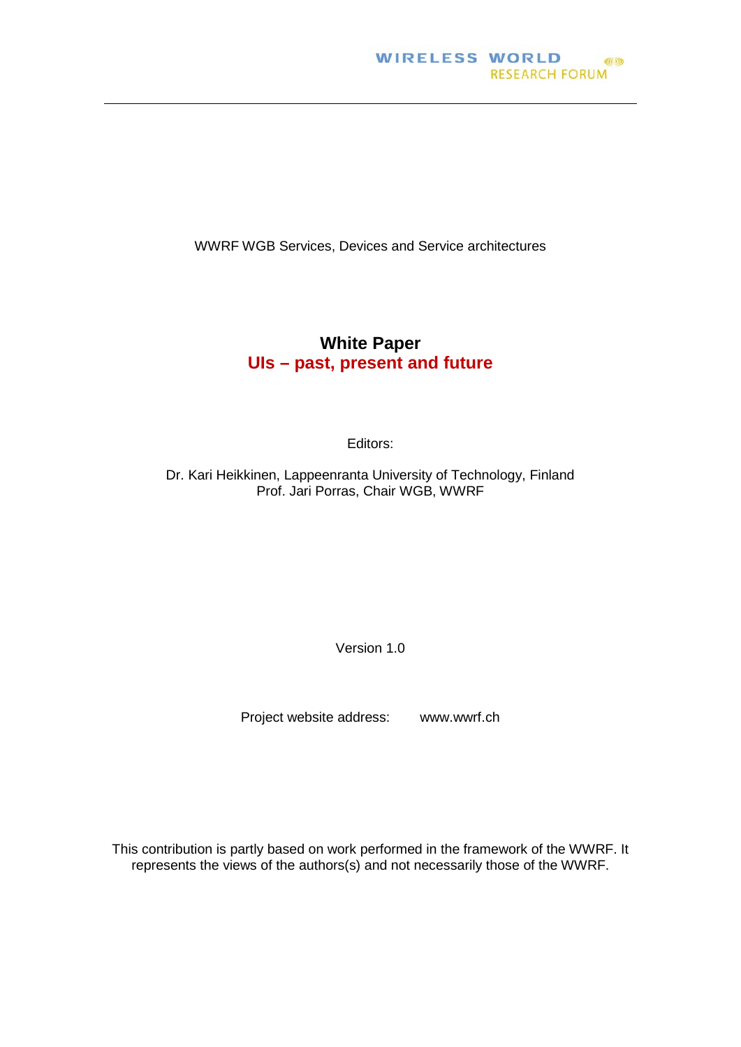WIRELESS WORLD RESEARCH FORUM

WWRF WGB Services, Devices and Service architectures

# White Paper

## UIs – past, present and future

Editors:

Dr. Kari Heikkinen, Lappeenranta University of Technology, Finland
Prof. Jari Porras, Chair WGB, WWRF

Version 1.0

Project website address: www.wwrf.ch

This contribution is partly based on work performed in the framework of the WWRF. It represents the views of the authors(s) and not necessarily those of the WWRF.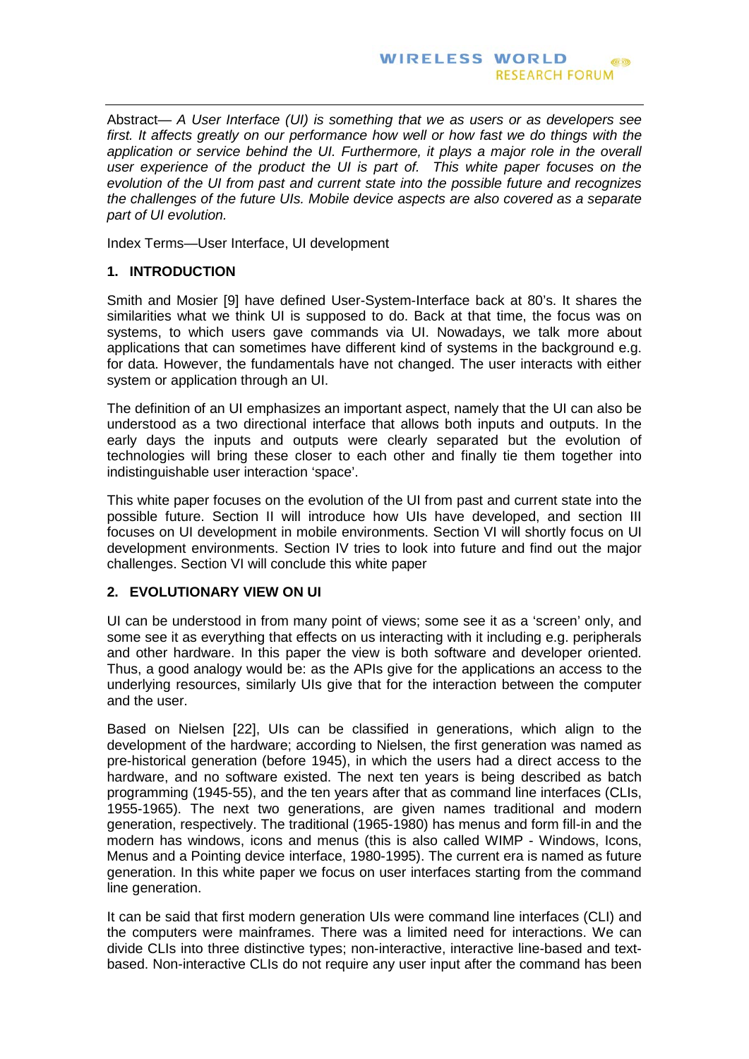Abstract— *A User Interface (UI) is something that we as users or as developers see first. It affects greatly on our performance how well or how fast we do things with the application or service behind the UI. Furthermore, it plays a major role in the overall user experience of the product the UI is part of. This white paper focuses on the evolution of the UI from past and current state into the possible future and recognizes the challenges of the future UIs. Mobile device aspects are also covered as a separate part of UI evolution.*

Index Terms—User Interface, UI development

## 1. INTRODUCTION

Smith and Mosier [9] have defined User-System-Interface back at 80's. It shares the similarities what we think UI is supposed to do. Back at that time, the focus was on systems, to which users gave commands via UI. Nowadays, we talk more about applications that can sometimes have different kind of systems in the background e.g. for data. However, the fundamentals have not changed. The user interacts with either system or application through an UI.

The definition of an UI emphasizes an important aspect, namely that the UI can also be understood as a two directional interface that allows both inputs and outputs. In the early days the inputs and outputs were clearly separated but the evolution of technologies will bring these closer to each other and finally tie them together into indistinguishable user interaction 'space'.

This white paper focuses on the evolution of the UI from past and current state into the possible future. Section II will introduce how UIs have developed, and section III focuses on UI development in mobile environments. Section VI will shortly focus on UI development environments. Section IV tries to look into future and find out the major challenges. Section VI will conclude this white paper

## 2. EVOLUTIONARY VIEW ON UI

UI can be understood in from many point of views; some see it as a 'screen' only, and some see it as everything that effects on us interacting with it including e.g. peripherals and other hardware. In this paper the view is both software and developer oriented. Thus, a good analogy would be: as the APIs give for the applications an access to the underlying resources, similarly UIs give that for the interaction between the computer and the user.

Based on Nielsen [22], UIs can be classified in generations, which align to the development of the hardware; according to Nielsen, the first generation was named as pre-historical generation (before 1945), in which the users had a direct access to the hardware, and no software existed. The next ten years is being described as batch programming (1945-55), and the ten years after that as command line interfaces (CLIs, 1955-1965). The next two generations, are given names traditional and modern generation, respectively. The traditional (1965-1980) has menus and form fill-in and the modern has windows, icons and menus (this is also called WIMP - Windows, Icons, Menus and a Pointing device interface, 1980-1995). The current era is named as future generation. In this white paper we focus on user interfaces starting from the command line generation.

It can be said that first modern generation UIs were command line interfaces (CLI) and the computers were mainframes. There was a limited need for interactions. We can divide CLIs into three distinctive types; non-interactive, interactive line-based and text-based. Non-interactive CLIs do not require any user input after the command has been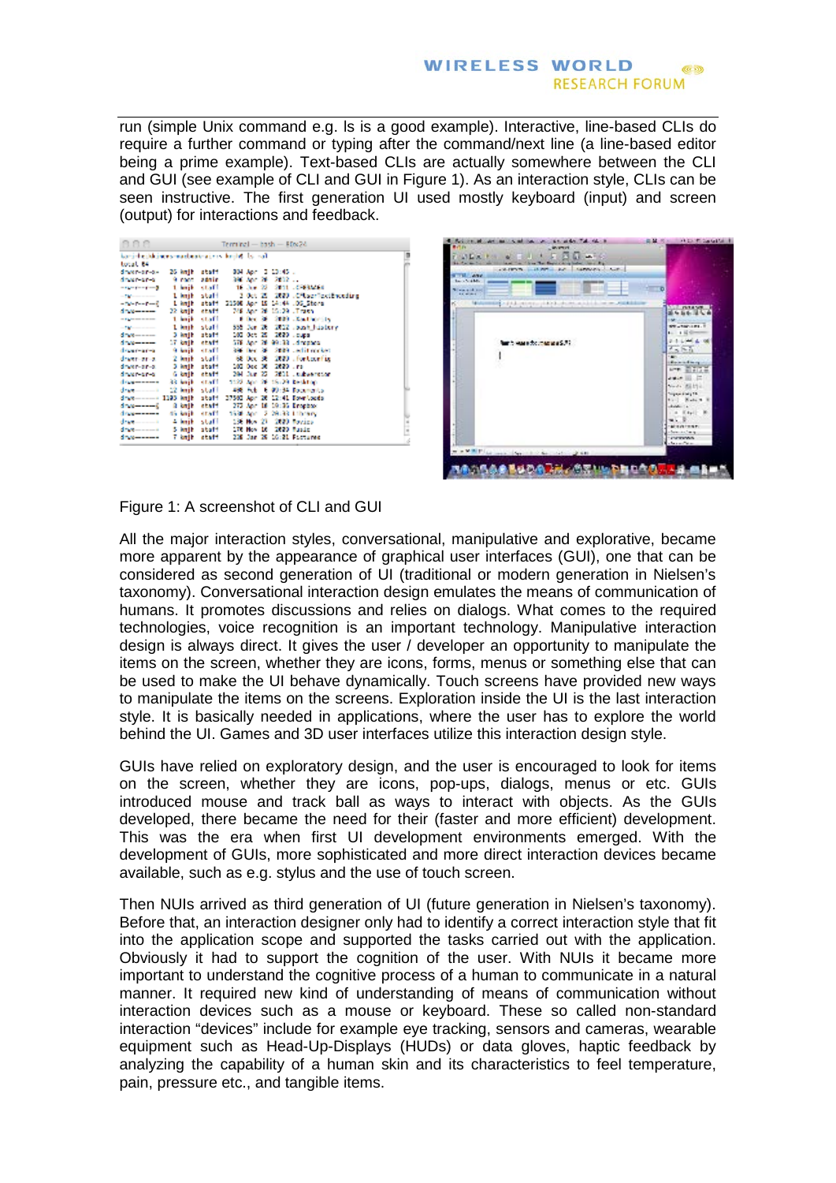run (simple Unix command e.g. ls is a good example). Interactive, line-based CLIs do require a further command or typing after the command/next line (a line-based editor being a prime example). Text-based CLIs are actually somewhere between the CLI and GUI (see example of CLI and GUI in Figure 1). As an interaction style, CLIs can be seen instructive. The first generation UI used mostly keyboard (input) and screen (output) for interactions and feedback.

Figure 1: A screenshot of CLI and GUI

All the major interaction styles, conversational, manipulative and explorative, became more apparent by the appearance of graphical user interfaces (GUI), one that can be considered as second generation of UI (traditional or modern generation in Nielsen's taxonomy). Conversational interaction design emulates the means of communication of humans. It promotes discussions and relies on dialogs. What comes to the required technologies, voice recognition is an important technology. Manipulative interaction design is always direct. It gives the user / developer an opportunity to manipulate the items on the screen, whether they are icons, forms, menus or something else that can be used to make the UI behave dynamically. Touch screens have provided new ways to manipulate the items on the screens. Exploration inside the UI is the last interaction style. It is basically needed in applications, where the user has to explore the world behind the UI. Games and 3D user interfaces utilize this interaction design style.

GUIs have relied on exploratory design, and the user is encouraged to look for items on the screen, whether they are icons, pop-ups, dialogs, menus or etc. GUIs introduced mouse and track ball as ways to interact with objects. As the GUIs developed, there became the need for their (faster and more efficient) development. This was the era when first UI development environments emerged. With the development of GUIs, more sophisticated and more direct interaction devices became available, such as e.g. stylus and the use of touch screen.

Then NUIs arrived as third generation of UI (future generation in Nielsen's taxonomy). Before that, an interaction designer only had to identify a correct interaction style that fit into the application scope and supported the tasks carried out with the application. Obviously it had to support the cognition of the user. With NUIs it became more important to understand the cognitive process of a human to communicate in a natural manner. It required new kind of understanding of means of communication without interaction devices such as a mouse or keyboard. These so called non-standard interaction "devices" include for example eye tracking, sensors and cameras, wearable equipment such as Head-Up-Displays (HUDs) or data gloves, haptic feedback by analyzing the capability of a human skin and its characteristics to feel temperature, pain, pressure etc., and tangible items.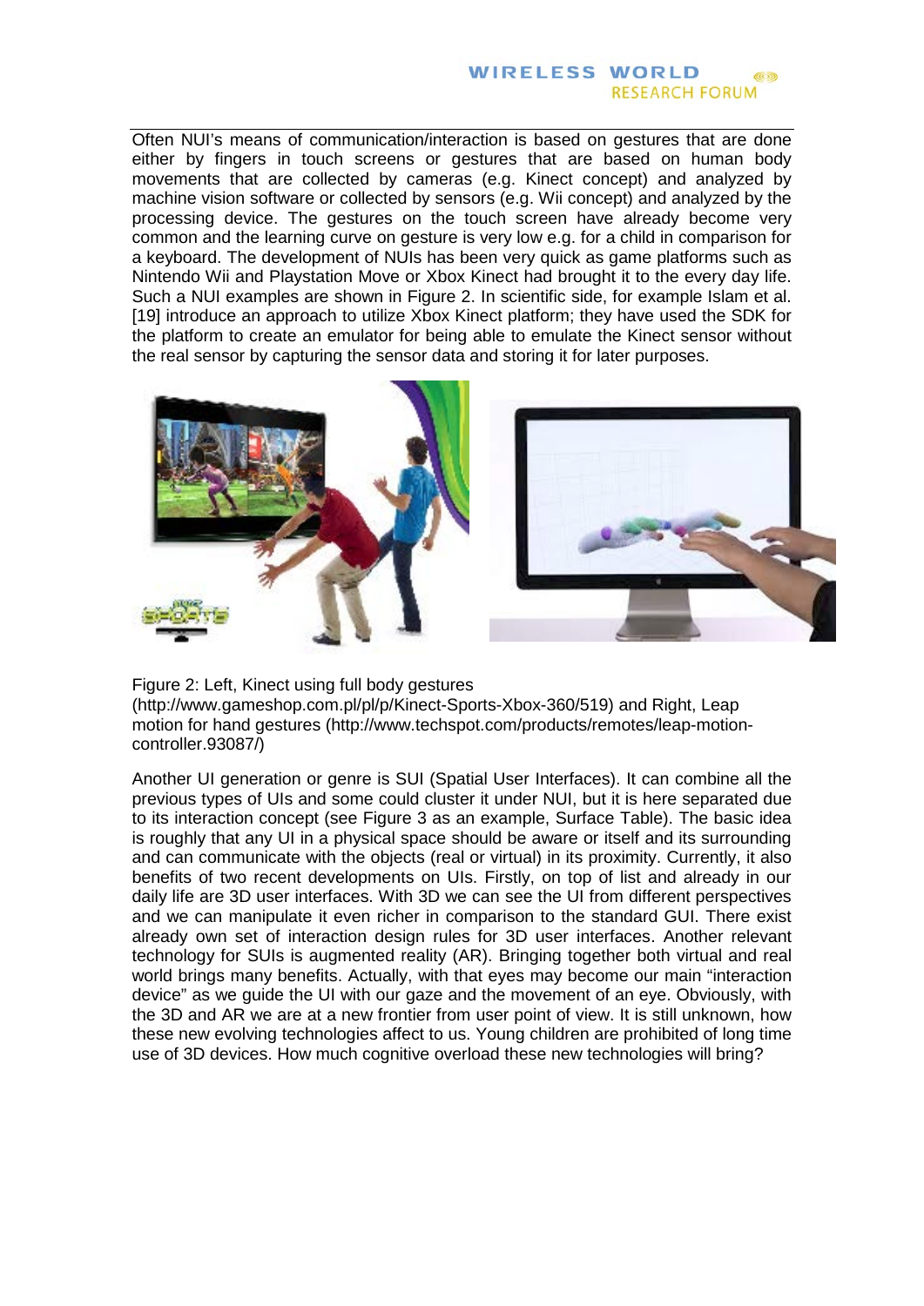Often NUI's means of communication/interaction is based on gestures that are done either by fingers in touch screens or gestures that are based on human body movements that are collected by cameras (e.g. Kinect concept) and analyzed by machine vision software or collected by sensors (e.g. Wii concept) and analyzed by the processing device. The gestures on the touch screen have already become very common and the learning curve on gesture is very low e.g. for a child in comparison for a keyboard. The development of NUIs has been very quick as game platforms such as Nintendo Wii and Playstation Move or Xbox Kinect had brought it to the every day life. Such a NUI examples are shown in Figure 2. In scientific side, for example Islam et al. [19] introduce an approach to utilize Xbox Kinect platform; they have used the SDK for the platform to create an emulator for being able to emulate the Kinect sensor without the real sensor by capturing the sensor data and storing it for later purposes.

Figure 2: Left, Kinect using full body gestures (http://www.gameshop.com.pl/pl/p/Kinect-Sports-Xbox-360/519) and Right, Leap motion for hand gestures (http://www.techspot.com/products/remotes/leap-motion-controller.93087/)

Another UI generation or genre is SUI (Spatial User Interfaces). It can combine all the previous types of UIs and some could cluster it under NUI, but it is here separated due to its interaction concept (see Figure 3 as an example, Surface Table). The basic idea is roughly that any UI in a physical space should be aware or itself and its surrounding and can communicate with the objects (real or virtual) in its proximity. Currently, it also benefits of two recent developments on UIs. Firstly, on top of list and already in our daily life are 3D user interfaces. With 3D we can see the UI from different perspectives and we can manipulate it even richer in comparison to the standard GUI. There exist already own set of interaction design rules for 3D user interfaces. Another relevant technology for SUIs is augmented reality (AR). Bringing together both virtual and real world brings many benefits. Actually, with that eyes may become our main "interaction device" as we guide the UI with our gaze and the movement of an eye. Obviously, with the 3D and AR we are at a new frontier from user point of view. It is still unknown, how these new evolving technologies affect to us. Young children are prohibited of long time use of 3D devices. How much cognitive overload these new technologies will bring?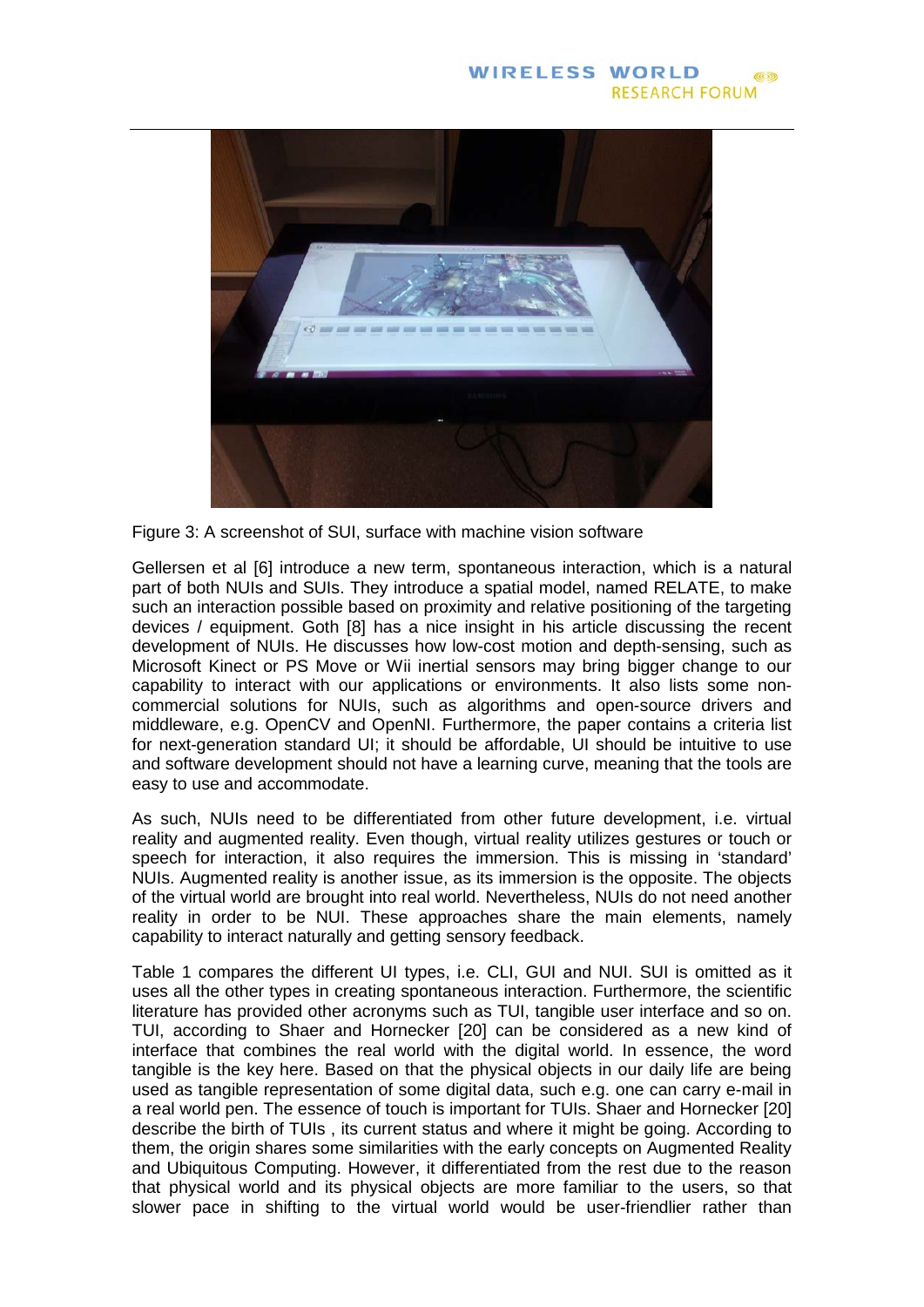Figure 3: A screenshot of SUI, surface with machine vision software

Gellersen et al [6] introduce a new term, spontaneous interaction, which is a natural part of both NUIs and SUIs. They introduce a spatial model, named RELATE, to make such an interaction possible based on proximity and relative positioning of the targeting devices / equipment. Goth [8] has a nice insight in his article discussing the recent development of NUIs. He discusses how low-cost motion and depth-sensing, such as Microsoft Kinect or PS Move or Wii inertial sensors may bring bigger change to our capability to interact with our applications or environments. It also lists some non-commercial solutions for NUIs, such as algorithms and open-source drivers and middleware, e.g. OpenCV and OpenNI. Furthermore, the paper contains a criteria list for next-generation standard UI; it should be affordable, UI should be intuitive to use and software development should not have a learning curve, meaning that the tools are easy to use and accommodate.

As such, NUIs need to be differentiated from other future development, i.e. virtual reality and augmented reality. Even though, virtual reality utilizes gestures or touch or speech for interaction, it also requires the immersion. This is missing in 'standard' NUIs. Augmented reality is another issue, as its immersion is the opposite. The objects of the virtual world are brought into real world. Nevertheless, NUIs do not need another reality in order to be NUI. These approaches share the main elements, namely capability to interact naturally and getting sensory feedback.

Table 1 compares the different UI types, i.e. CLI, GUI and NUI. SUI is omitted as it uses all the other types in creating spontaneous interaction. Furthermore, the scientific literature has provided other acronyms such as TUI, tangible user interface and so on. TUI, according to Shaer and Hornecker [20] can be considered as a new kind of interface that combines the real world with the digital world. In essence, the word tangible is the key here. Based on that the physical objects in our daily life are being used as tangible representation of some digital data, such e.g. one can carry e-mail in a real world pen. The essence of touch is important for TUIs. Shaer and Hornecker [20] describe the birth of TUIs , its current status and where it might be going. According to them, the origin shares some similarities with the early concepts on Augmented Reality and Ubiquitous Computing. However, it differentiated from the rest due to the reason that physical world and its physical objects are more familiar to the users, so that slower pace in shifting to the virtual world would be user-friendlier rather than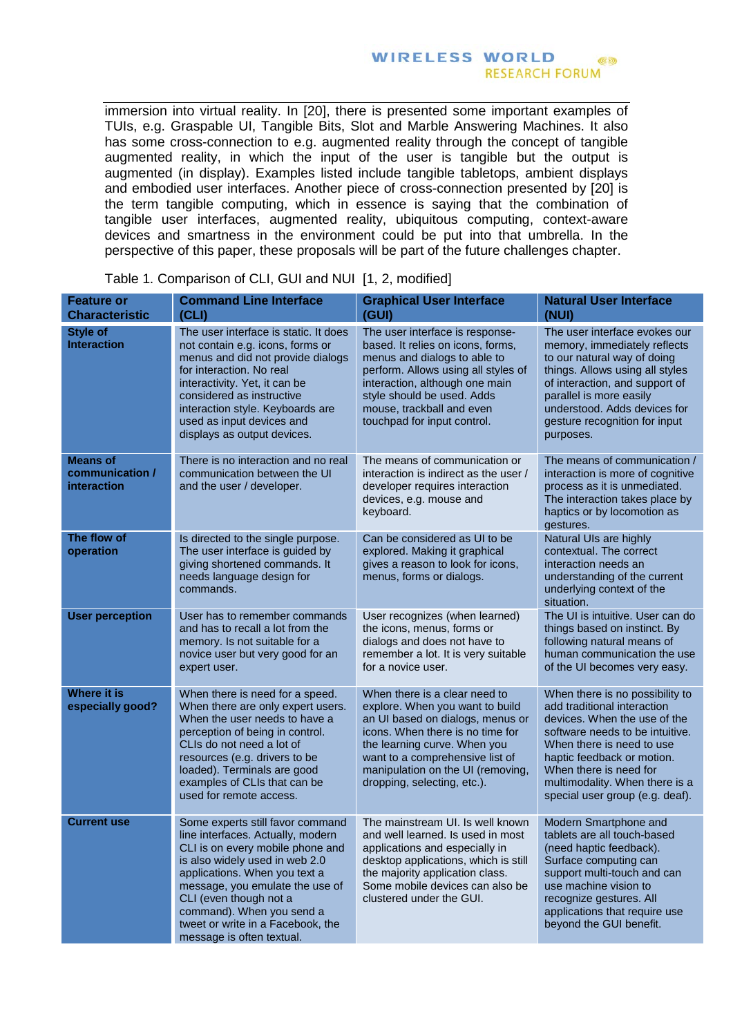immersion into virtual reality. In [20], there is presented some important examples of TUIs, e.g. Graspable UI, Tangible Bits, Slot and Marble Answering Machines. It also has some cross-connection to e.g. augmented reality through the concept of tangible augmented reality, in which the input of the user is tangible but the output is augmented (in display). Examples listed include tangible tabletops, ambient displays and embodied user interfaces. Another piece of cross-connection presented by [20] is the term tangible computing, which in essence is saying that the combination of tangible user interfaces, augmented reality, ubiquitous computing, context-aware devices and smartness in the environment could be put into that umbrella. In the perspective of this paper, these proposals will be part of the future challenges chapter.

Table 1. Comparison of CLI, GUI and NUI [1, 2, modified]

| Feature or Characteristic | Command Line Interface (CLI) | Graphical User Interface (GUI) | Natural User Interface (NUI) |
|---|---|---|---|
| **Style of Interaction** | The user interface is static. It does not contain e.g. icons, forms or menus and did not provide dialogs for interaction. No real interactivity. Yet, it can be considered as instructive interaction style. Keyboards are used as input devices and displays as output devices. | The user interface is response-based. It relies on icons, forms, menus and dialogs to able to perform. Allows using all styles of interaction, although one main style should be used. Adds mouse, trackball and even touchpad for input control. | The user interface evokes our memory, immediately reflects to our natural way of doing things. Allows using all styles of interaction, and support of parallel is more easily understood. Adds devices for gesture recognition for input purposes. |
| **Means of communication / interaction** | There is no interaction and no real communication between the UI and the user / developer. | The means of communication or interaction is indirect as the user / developer requires interaction devices, e.g. mouse and keyboard. | The means of communication / interaction is more of cognitive process as it is unmediated. The interaction takes place by haptics or by locomotion as gestures. |
| **The flow of operation** | Is directed to the single purpose. The user interface is guided by giving shortened commands. It needs language design for commands. | Can be considered as UI to be explored. Making it graphical gives a reason to look for icons, menus, forms or dialogs. | Natural UIs are highly contextual. The correct interaction needs an understanding of the current underlying context of the situation. |
| **User perception** | User has to remember commands and has to recall a lot from the memory. Is not suitable for a novice user but very good for an expert user. | User recognizes (when learned) the icons, menus, forms or dialogs and does not have to remember a lot. It is very suitable for a novice user. | The UI is intuitive. User can do things based on instinct. By following natural means of human communication the use of the UI becomes very easy. |
| **Where it is especially good?** | When there is need for a speed. When there are only expert users. When the user needs to have a perception of being in control. CLIs do not need a lot of resources (e.g. drivers to be loaded). Terminals are good examples of CLIs that can be used for remote access. | When there is a clear need to explore. When you want to build an UI based on dialogs, menus or icons. When there is no time for the learning curve. When you want to a comprehensive list of manipulation on the UI (removing, dropping, selecting, etc.). | When there is no possibility to add traditional interaction devices. When the use of the software needs to be intuitive. When there is need to use haptic feedback or motion. When there is need for multimodality. When there is a special user group (e.g. deaf). |
| **Current use** | Some experts still favor command line interfaces. Actually, modern CLI is on every mobile phone and is also widely used in web 2.0 applications. When you text a message, you emulate the use of CLI (even though not a command). When you send a tweet or write in a Facebook, the message is often textual. | The mainstream UI. Is well known and well learned. Is used in most applications and especially in desktop applications, which is still the majority application class. Some mobile devices can also be clustered under the GUI. | Modern Smartphone and tablets are all touch-based (need haptic feedback). Surface computing can support multi-touch and can use machine vision to recognize gestures. All applications that require use beyond the GUI benefit. |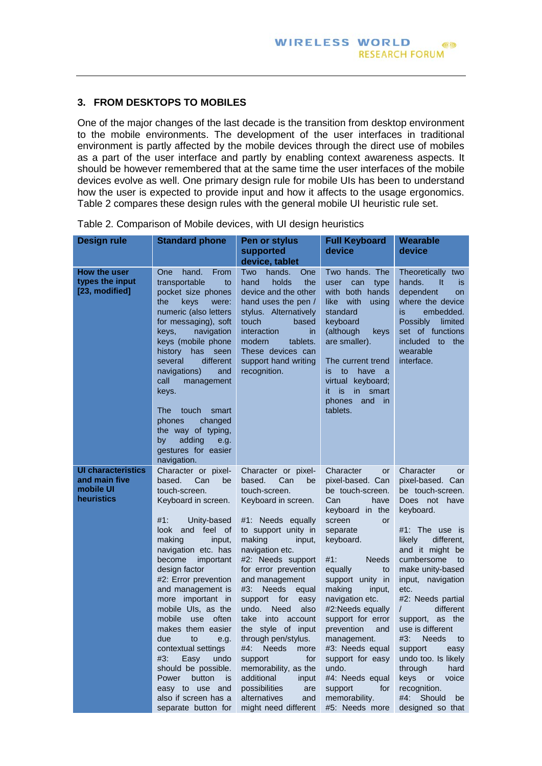## 3. FROM DESKTOPS TO MOBILES

One of the major changes of the last decade is the transition from desktop environment to the mobile environments. The development of the user interfaces in traditional environment is partly affected by the mobile devices through the direct use of mobiles as a part of the user interface and partly by enabling context awareness aspects. It should be however remembered that at the same time the user interfaces of the mobile devices evolve as well. One primary design rule for mobile UIs has been to understand how the user is expected to provide input and how it affects to the usage ergonomics. Table 2 compares these design rules with the general mobile UI heuristic rule set.

Table 2. Comparison of Mobile devices, with UI design heuristics

| Design rule | Standard phone | Pen or stylus supported device, tablet | Full Keyboard device | Wearable device |
|---|---|---|---|---|
| **How the user types the input [23, modified]** | One hand. From transportable to pocket size phones the keys were: numeric (also letters for messaging), soft keys, navigation keys (mobile phone history has seen several different navigations) and call management keys.<br><br>The touch smart phones changed the way of typing, by adding e.g. gestures for easier navigation. | Two hands. One hand holds the device and the other hand uses the pen / stylus. Alternatively touch based interaction in modern tablets. These devices can support hand writing recognition. | Two hands. The user can type with both hands like with using standard keyboard (although keys are smaller).<br><br>The current trend is to have a virtual keyboard; it is in smart phones and in tablets. | Theoretically two hands. It is dependent on where the device is embedded. Possibly limited set of functions included to the wearable interface. |
| **UI characteristics and main five mobile UI heuristics** | Character or pixel-based. Can be touch-screen. Keyboard in screen.<br><br>#1: Unity-based look and feel of making input, navigation etc. has become important design factor<br>#2: Error prevention and management is more important in mobile UIs, as the mobile use often makes them easier due to e.g. contextual settings<br>#3: Easy undo should be possible. Power button is easy to use and also if screen has a separate button for | Character or pixel-based. Can be touch-screen. Keyboard in screen.<br><br>#1: Needs equally to support unity in making input, navigation etc.<br>#2: Needs support for error prevention and management<br>#3: Needs equal support for easy undo. Need also take into account the style of input through pen/stylus.<br>#4: Needs more support for memorability, as the additional input possibilities are alternatives and might need different | Character or pixel-based. Can be touch-screen. Can have keyboard in the screen or separate keyboard.<br><br>#1: Needs equally to support unity in making input, navigation etc.<br>#2:Needs equally support for error prevention and management.<br>#3: Needs equal support for easy undo.<br>#4: Needs equal support for memorability.<br>#5: Needs more | Character or pixel-based. Can be touch-screen. Does not have keyboard.<br><br>#1: The use is likely different, and it might be cumbersome to make unity-based input, navigation etc.<br>#2: Needs partial / different support, as the use is different<br>#3: Needs to support easy undo too. Is likely through hard keys or voice recognition.<br>#4: Should be designed so that |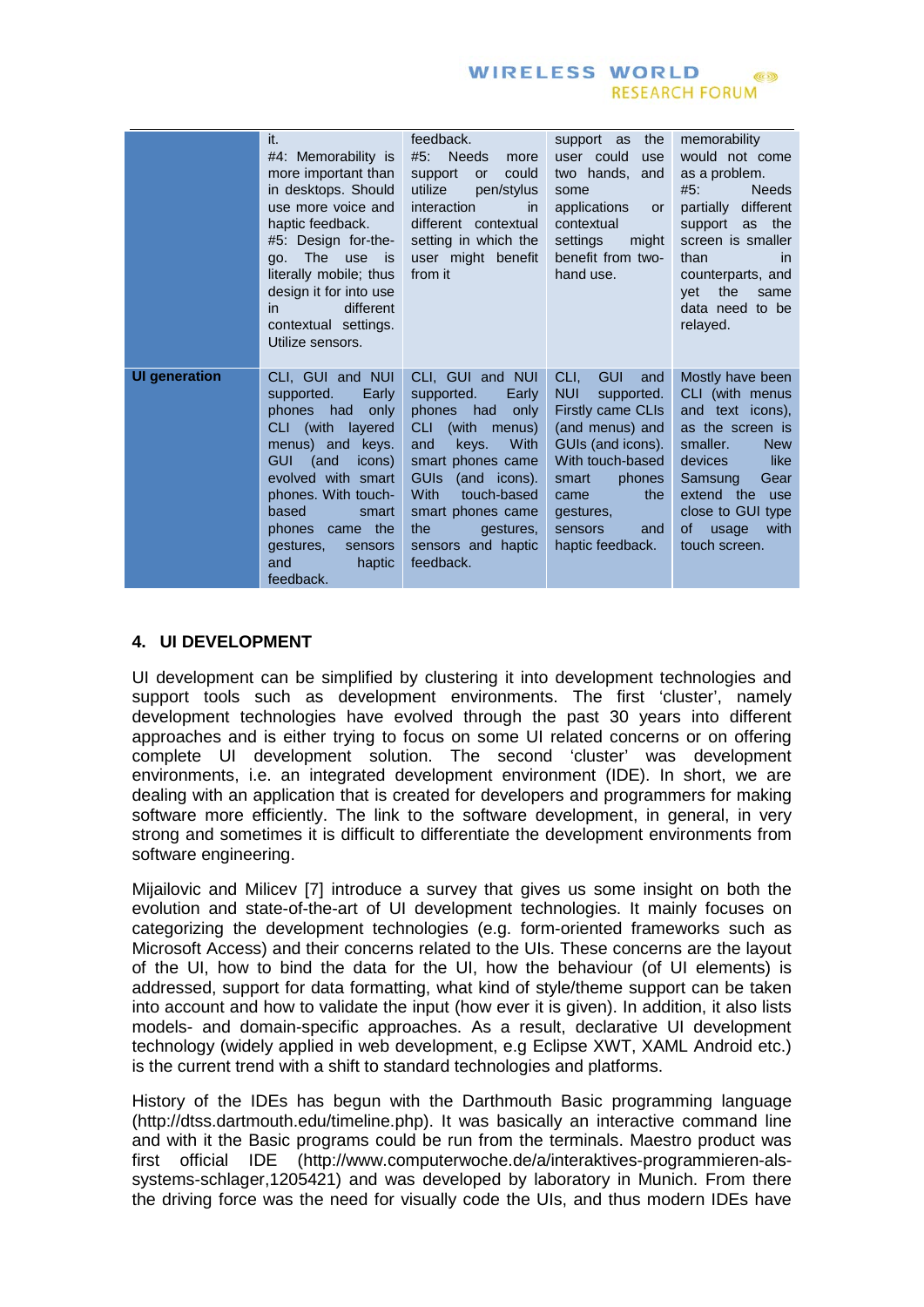| | | | | |
|---|---|---|---|---|
| | it.<br>#4: Memorability is more important than in desktops. Should use more voice and haptic feedback.<br>#5: Design for-the-go. The use is literally mobile; thus design it for into use in different contextual settings. Utilize sensors. | feedback.<br>#5: Needs more support or could utilize pen/stylus interaction in different contextual setting in which the user might benefit from it | support as the user could use two hands, and some applications or contextual settings might benefit from two-hand use. | memorability would not come as a problem.<br>#5: Needs partially different support as the screen is smaller than in counterparts, and yet the same data need to be relayed. |
| **UI generation** | CLI, GUI and NUI supported. Early phones had only CLI (with layered menus) and keys. GUI (and icons) evolved with smart phones. With touch-based smart phones came the gestures, sensors and haptic feedback. | CLI, GUI and NUI supported. Early phones had only CLI (with menus) and keys. With smart phones came GUIs (and icons). With touch-based smart phones came the gestures, sensors and haptic feedback. | CLI, GUI and NUI supported. Firstly came CLIs (and menus) and GUIs (and icons). With touch-based smart phones came the gestures, sensors and haptic feedback. | Mostly have been CLI (with menus and text icons), as the screen is smaller. New devices like Samsung Gear extend the use close to GUI type of usage with touch screen. |

## 4. UI DEVELOPMENT

UI development can be simplified by clustering it into development technologies and support tools such as development environments. The first 'cluster', namely development technologies have evolved through the past 30 years into different approaches and is either trying to focus on some UI related concerns or on offering complete UI development solution. The second 'cluster' was development environments, i.e. an integrated development environment (IDE). In short, we are dealing with an application that is created for developers and programmers for making software more efficiently. The link to the software development, in general, in very strong and sometimes it is difficult to differentiate the development environments from software engineering.

Mijailovic and Milicev [7] introduce a survey that gives us some insight on both the evolution and state-of-the-art of UI development technologies. It mainly focuses on categorizing the development technologies (e.g. form-oriented frameworks such as Microsoft Access) and their concerns related to the UIs. These concerns are the layout of the UI, how to bind the data for the UI, how the behaviour (of UI elements) is addressed, support for data formatting, what kind of style/theme support can be taken into account and how to validate the input (how ever it is given). In addition, it also lists models- and domain-specific approaches. As a result, declarative UI development technology (widely applied in web development, e.g Eclipse XWT, XAML Android etc.) is the current trend with a shift to standard technologies and platforms.

History of the IDEs has begun with the Darthmouth Basic programming language (http://dtss.dartmouth.edu/timeline.php). It was basically an interactive command line and with it the Basic programs could be run from the terminals. Maestro product was first official IDE (http://www.computerwoche.de/a/interaktives-programmieren-als-systems-schlager,1205421) and was developed by laboratory in Munich. From there the driving force was the need for visually code the UIs, and thus modern IDEs have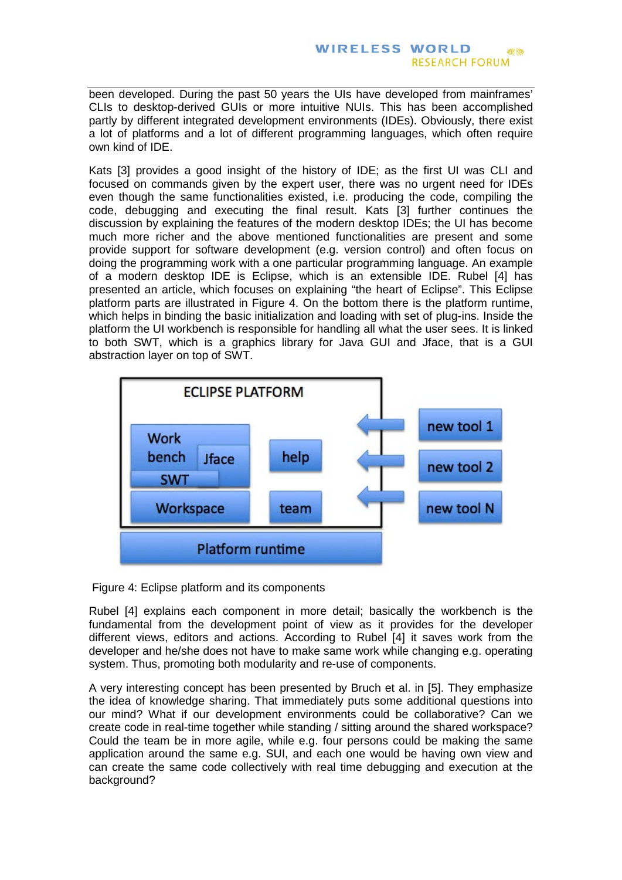been developed. During the past 50 years the UIs have developed from mainframes' CLIs to desktop-derived GUIs or more intuitive NUIs. This has been accomplished partly by different integrated development environments (IDEs). Obviously, there exist a lot of platforms and a lot of different programming languages, which often require own kind of IDE.

Kats [3] provides a good insight of the history of IDE; as the first UI was CLI and focused on commands given by the expert user, there was no urgent need for IDEs even though the same functionalities existed, i.e. producing the code, compiling the code, debugging and executing the final result. Kats [3] further continues the discussion by explaining the features of the modern desktop IDEs; the UI has become much more richer and the above mentioned functionalities are present and some provide support for software development (e.g. version control) and often focus on doing the programming work with a one particular programming language. An example of a modern desktop IDE is Eclipse, which is an extensible IDE. Rubel [4] has presented an article, which focuses on explaining "the heart of Eclipse". This Eclipse platform parts are illustrated in Figure 4. On the bottom there is the platform runtime, which helps in binding the basic initialization and loading with set of plug-ins. Inside the platform the UI workbench is responsible for handling all what the user sees. It is linked to both SWT, which is a graphics library for Java GUI and Jface, that is a GUI abstraction layer on top of SWT.

Figure 4: Eclipse platform and its components

Rubel [4] explains each component in more detail; basically the workbench is the fundamental from the development point of view as it provides for the developer different views, editors and actions. According to Rubel [4] it saves work from the developer and he/she does not have to make same work while changing e.g. operating system. Thus, promoting both modularity and re-use of components.

A very interesting concept has been presented by Bruch et al. in [5]. They emphasize the idea of knowledge sharing. That immediately puts some additional questions into our mind? What if our development environments could be collaborative? Can we create code in real-time together while standing / sitting around the shared workspace? Could the team be in more agile, while e.g. four persons could be making the same application around the same e.g. SUI, and each one would be having own view and can create the same code collectively with real time debugging and execution at the background?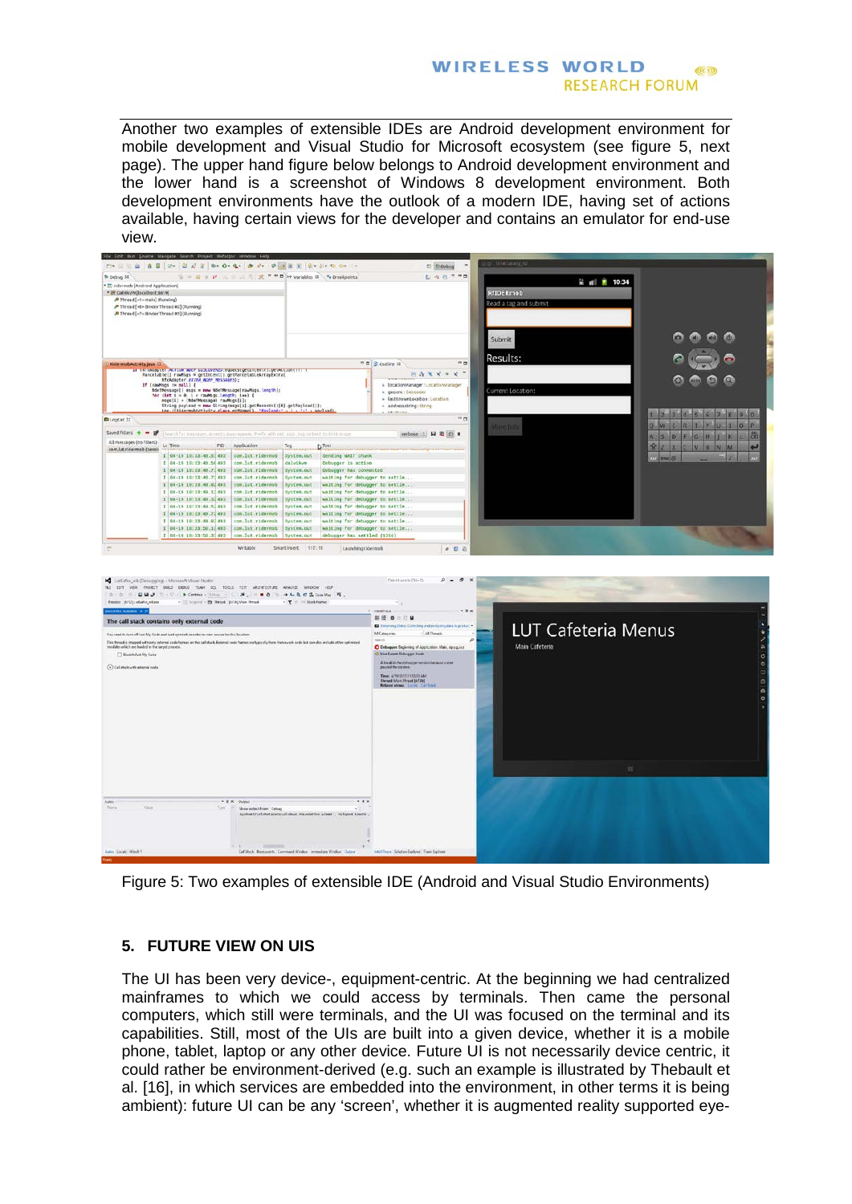Another two examples of extensible IDEs are Android development environment for mobile development and Visual Studio for Microsoft ecosystem (see figure 5, next page). The upper hand figure below belongs to Android development environment and the lower hand is a screenshot of Windows 8 development environment. Both development environments have the outlook of a modern IDE, having set of actions available, having certain views for the developer and contains an emulator for end-use view.

Figure 5: Two examples of extensible IDE (Android and Visual Studio Environments)

## 5. FUTURE VIEW ON UIS

The UI has been very device-, equipment-centric. At the beginning we had centralized mainframes to which we could access by terminals. Then came the personal computers, which still were terminals, and the UI was focused on the terminal and its capabilities. Still, most of the UIs are built into a given device, whether it is a mobile phone, tablet, laptop or any other device. Future UI is not necessarily device centric, it could rather be environment-derived (e.g. such an example is illustrated by Thebault et al. [16], in which services are embedded into the environment, in other terms it is being ambient): future UI can be any 'screen', whether it is augmented reality supported eye-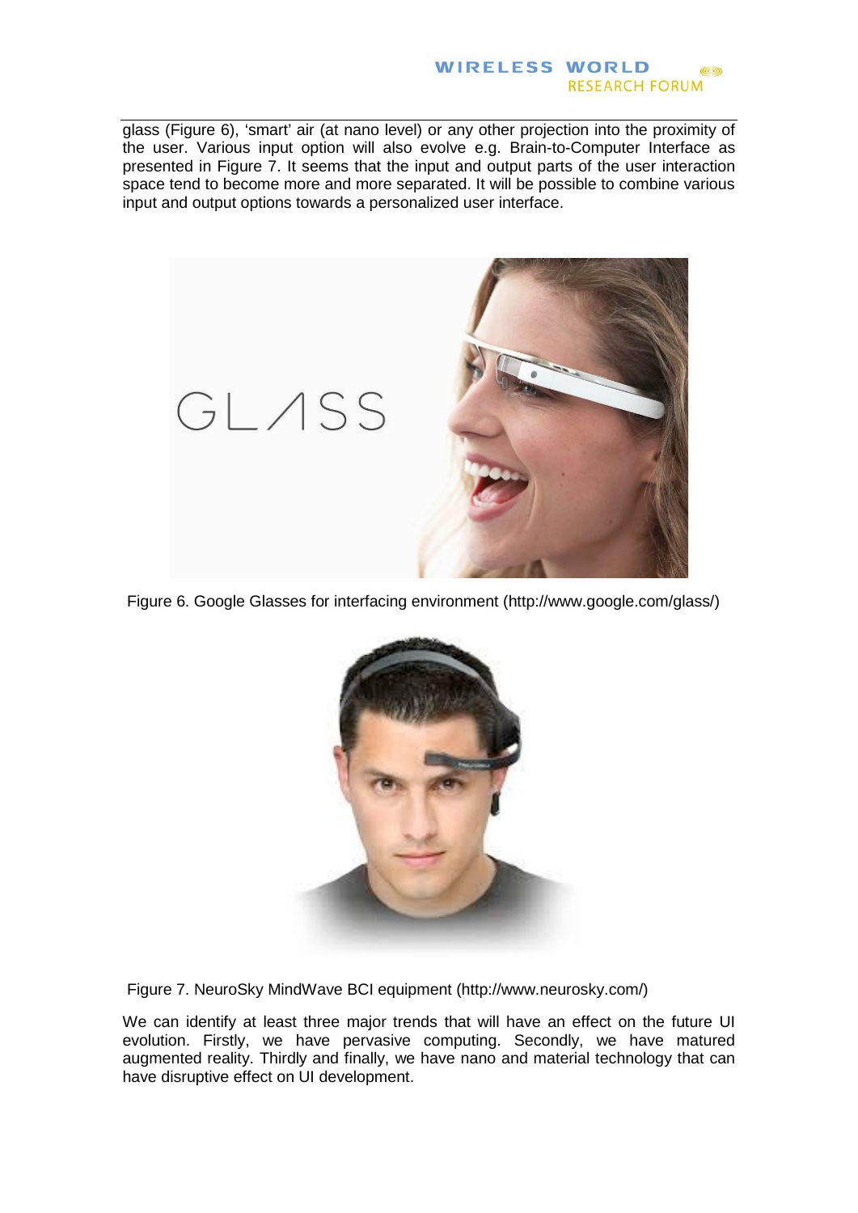glass (Figure 6), 'smart' air (at nano level) or any other projection into the proximity of the user. Various input option will also evolve e.g. Brain-to-Computer Interface as presented in Figure 7. It seems that the input and output parts of the user interaction space tend to become more and more separated. It will be possible to combine various input and output options towards a personalized user interface.

Figure 6. Google Glasses for interfacing environment (http://www.google.com/glass/)

Figure 7. NeuroSky MindWave BCI equipment (http://www.neurosky.com/)

We can identify at least three major trends that will have an effect on the future UI evolution. Firstly, we have pervasive computing. Secondly, we have matured augmented reality. Thirdly and finally, we have nano and material technology that can have disruptive effect on UI development.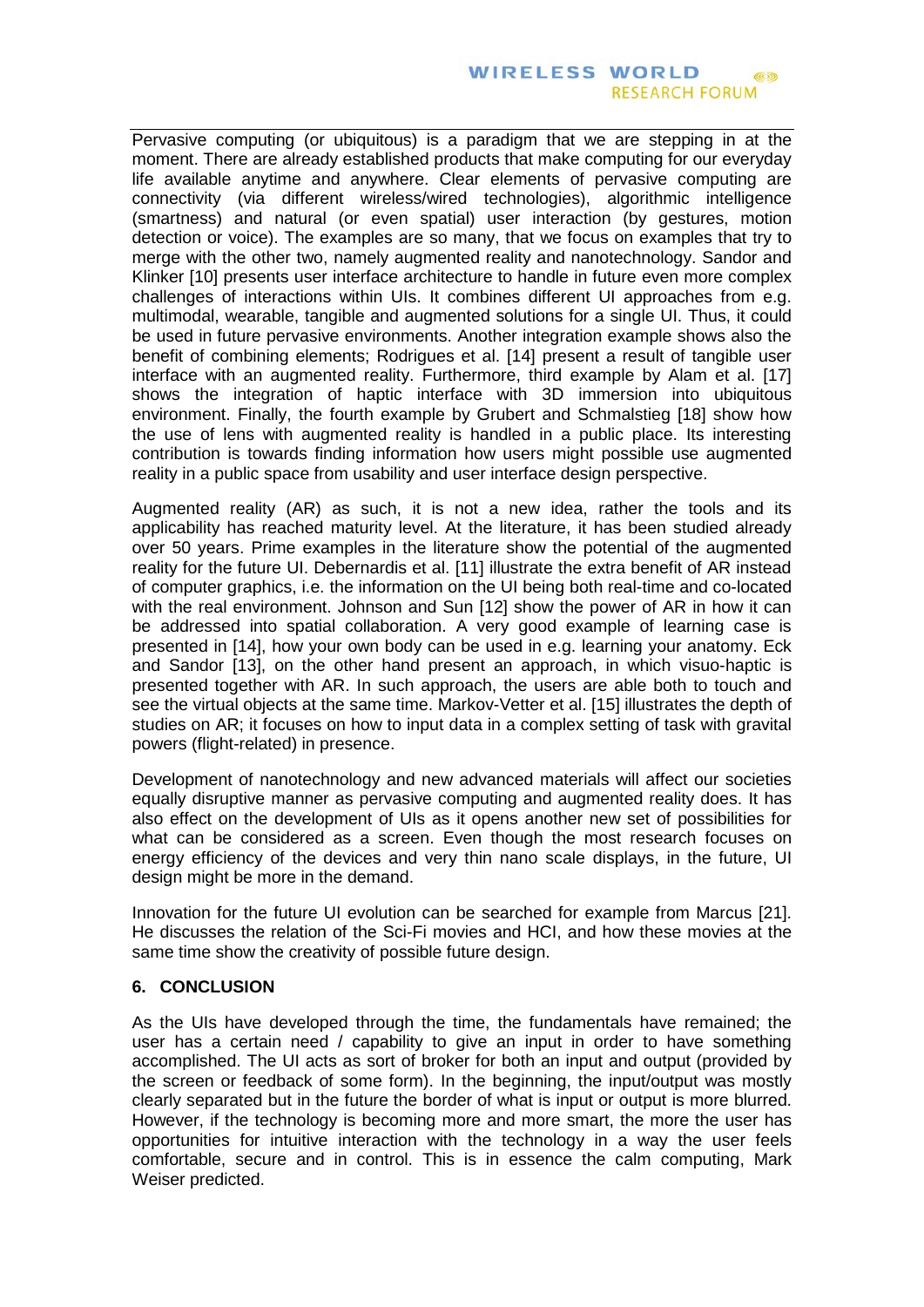Pervasive computing (or ubiquitous) is a paradigm that we are stepping in at the moment. There are already established products that make computing for our everyday life available anytime and anywhere. Clear elements of pervasive computing are connectivity (via different wireless/wired technologies), algorithmic intelligence (smartness) and natural (or even spatial) user interaction (by gestures, motion detection or voice). The examples are so many, that we focus on examples that try to merge with the other two, namely augmented reality and nanotechnology. Sandor and Klinker [10] presents user interface architecture to handle in future even more complex challenges of interactions within UIs. It combines different UI approaches from e.g. multimodal, wearable, tangible and augmented solutions for a single UI. Thus, it could be used in future pervasive environments. Another integration example shows also the benefit of combining elements; Rodrigues et al. [14] present a result of tangible user interface with an augmented reality. Furthermore, third example by Alam et al. [17] shows the integration of haptic interface with 3D immersion into ubiquitous environment. Finally, the fourth example by Grubert and Schmalstieg [18] show how the use of lens with augmented reality is handled in a public place. Its interesting contribution is towards finding information how users might possible use augmented reality in a public space from usability and user interface design perspective.

Augmented reality (AR) as such, it is not a new idea, rather the tools and its applicability has reached maturity level. At the literature, it has been studied already over 50 years. Prime examples in the literature show the potential of the augmented reality for the future UI. Debernardis et al. [11] illustrate the extra benefit of AR instead of computer graphics, i.e. the information on the UI being both real-time and co-located with the real environment. Johnson and Sun [12] show the power of AR in how it can be addressed into spatial collaboration. A very good example of learning case is presented in [14], how your own body can be used in e.g. learning your anatomy. Eck and Sandor [13], on the other hand present an approach, in which visuo-haptic is presented together with AR. In such approach, the users are able both to touch and see the virtual objects at the same time. Markov-Vetter et al. [15] illustrates the depth of studies on AR; it focuses on how to input data in a complex setting of task with gravital powers (flight-related) in presence.

Development of nanotechnology and new advanced materials will affect our societies equally disruptive manner as pervasive computing and augmented reality does. It has also effect on the development of UIs as it opens another new set of possibilities for what can be considered as a screen. Even though the most research focuses on energy efficiency of the devices and very thin nano scale displays, in the future, UI design might be more in the demand.

Innovation for the future UI evolution can be searched for example from Marcus [21]. He discusses the relation of the Sci-Fi movies and HCI, and how these movies at the same time show the creativity of possible future design.

## 6. CONCLUSION

As the UIs have developed through the time, the fundamentals have remained; the user has a certain need / capability to give an input in order to have something accomplished. The UI acts as sort of broker for both an input and output (provided by the screen or feedback of some form). In the beginning, the input/output was mostly clearly separated but in the future the border of what is input or output is more blurred. However, if the technology is becoming more and more smart, the more the user has opportunities for intuitive interaction with the technology in a way the user feels comfortable, secure and in control. This is in essence the calm computing, Mark Weiser predicted.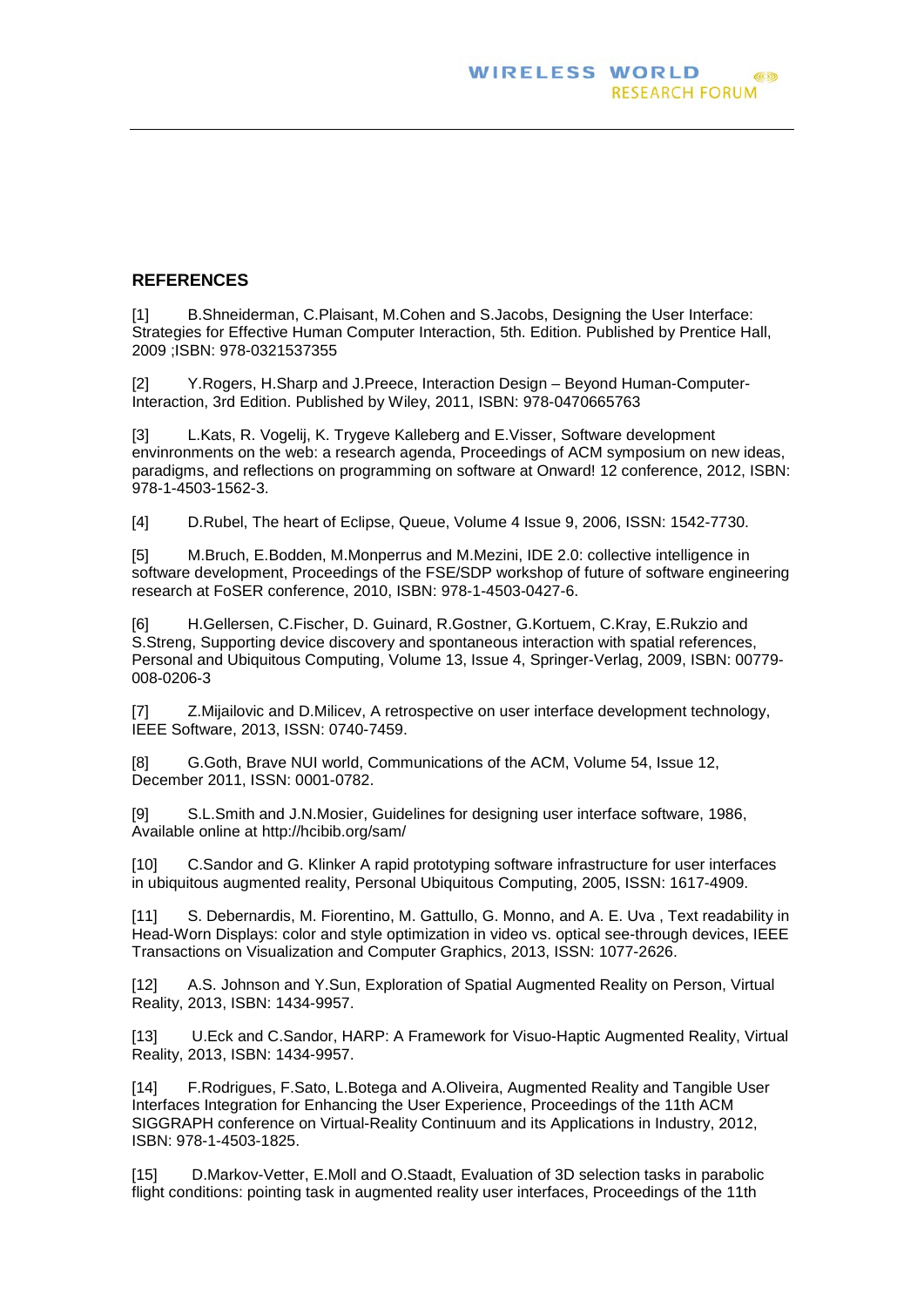## REFERENCES

[1] B.Shneiderman, C.Plaisant, M.Cohen and S.Jacobs, Designing the User Interface: Strategies for Effective Human Computer Interaction, 5th. Edition. Published by Prentice Hall, 2009 ;ISBN: 978-0321537355

[2] Y.Rogers, H.Sharp and J.Preece, Interaction Design – Beyond Human-Computer-Interaction, 3rd Edition. Published by Wiley, 2011, ISBN: 978-0470665763

[3] L.Kats, R. Vogelij, K. Trygeve Kalleberg and E.Visser, Software development envinronments on the web: a research agenda, Proceedings of ACM symposium on new ideas, paradigms, and reflections on programming on software at Onward! 12 conference, 2012, ISBN: 978-1-4503-1562-3.

[4] D.Rubel, The heart of Eclipse, Queue, Volume 4 Issue 9, 2006, ISSN: 1542-7730.

[5] M.Bruch, E.Bodden, M.Monperrus and M.Mezini, IDE 2.0: collective intelligence in software development, Proceedings of the FSE/SDP workshop of future of software engineering research at FoSER conference, 2010, ISBN: 978-1-4503-0427-6.

[6] H.Gellersen, C.Fischer, D. Guinard, R.Gostner, G.Kortuem, C.Kray, E.Rukzio and S.Streng, Supporting device discovery and spontaneous interaction with spatial references, Personal and Ubiquitous Computing, Volume 13, Issue 4, Springer-Verlag, 2009, ISBN: 00779-008-0206-3

[7] Z.Mijailovic and D.Milicev, A retrospective on user interface development technology, IEEE Software, 2013, ISSN: 0740-7459.

[8] G.Goth, Brave NUI world, Communications of the ACM, Volume 54, Issue 12, December 2011, ISSN: 0001-0782.

[9] S.L.Smith and J.N.Mosier, Guidelines for designing user interface software, 1986, Available online at http://hcibib.org/sam/

[10] C.Sandor and G. Klinker A rapid prototyping software infrastructure for user interfaces in ubiquitous augmented reality, Personal Ubiquitous Computing, 2005, ISSN: 1617-4909.

[11] S. Debernardis, M. Fiorentino, M. Gattullo, G. Monno, and A. E. Uva , Text readability in Head-Worn Displays: color and style optimization in video vs. optical see-through devices, IEEE Transactions on Visualization and Computer Graphics, 2013, ISSN: 1077-2626.

[12] A.S. Johnson and Y.Sun, Exploration of Spatial Augmented Reality on Person, Virtual Reality, 2013, ISBN: 1434-9957.

[13] U.Eck and C.Sandor, HARP: A Framework for Visuo-Haptic Augmented Reality, Virtual Reality, 2013, ISBN: 1434-9957.

[14] F.Rodrigues, F.Sato, L.Botega and A.Oliveira, Augmented Reality and Tangible User Interfaces Integration for Enhancing the User Experience, Proceedings of the 11th ACM SIGGRAPH conference on Virtual-Reality Continuum and its Applications in Industry, 2012, ISBN: 978-1-4503-1825.

[15] D.Markov-Vetter, E.Moll and O.Staadt, Evaluation of 3D selection tasks in parabolic flight conditions: pointing task in augmented reality user interfaces, Proceedings of the 11th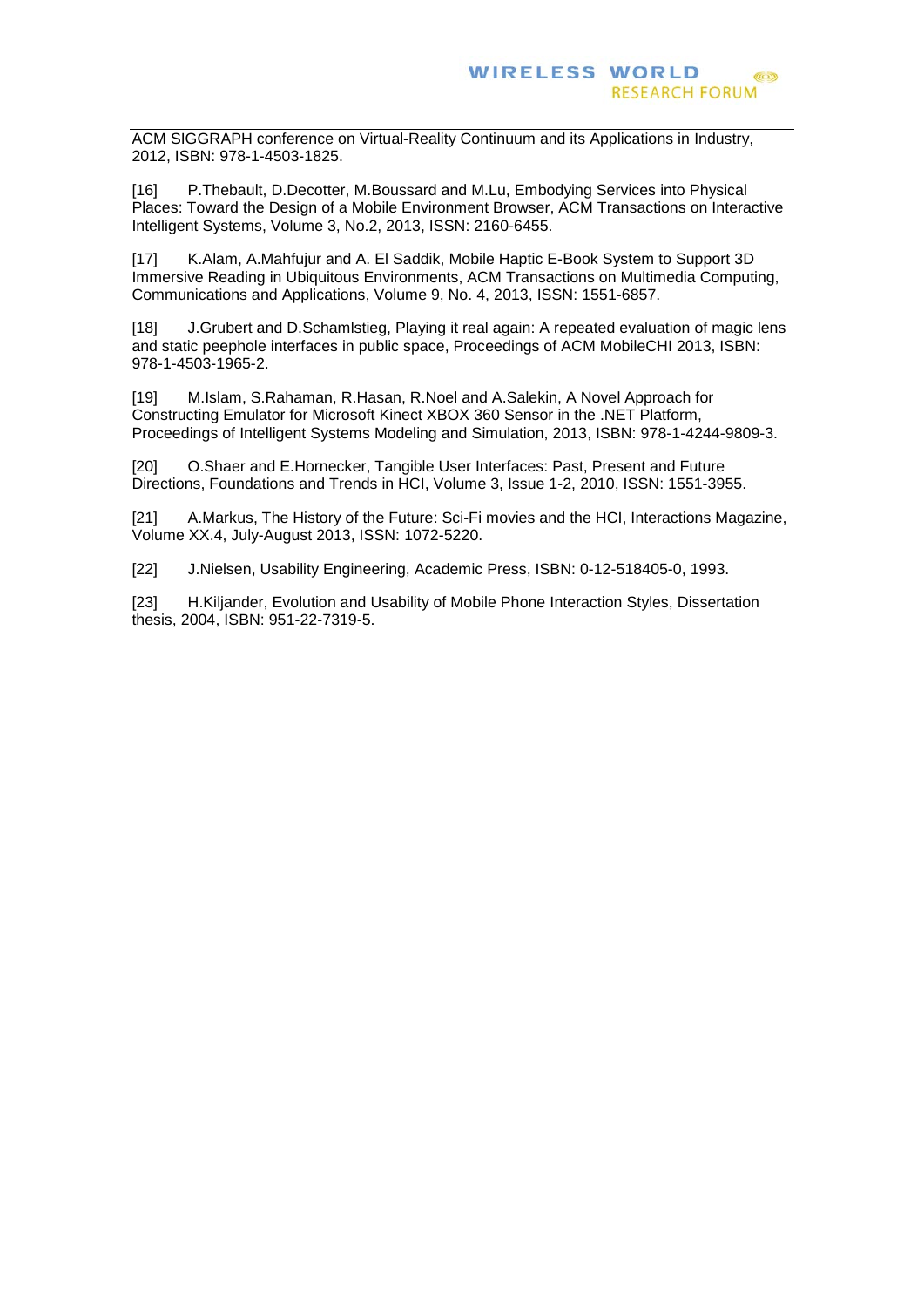ACM SIGGRAPH conference on Virtual-Reality Continuum and its Applications in Industry, 2012, ISBN: 978-1-4503-1825.

[16] P.Thebault, D.Decotter, M.Boussard and M.Lu, Embodying Services into Physical Places: Toward the Design of a Mobile Environment Browser, ACM Transactions on Interactive Intelligent Systems, Volume 3, No.2, 2013, ISSN: 2160-6455.

[17] K.Alam, A.Mahfujur and A. El Saddik, Mobile Haptic E-Book System to Support 3D Immersive Reading in Ubiquitous Environments, ACM Transactions on Multimedia Computing, Communications and Applications, Volume 9, No. 4, 2013, ISSN: 1551-6857.

[18] J.Grubert and D.Schamlstieg, Playing it real again: A repeated evaluation of magic lens and static peephole interfaces in public space, Proceedings of ACM MobileCHI 2013, ISBN: 978-1-4503-1965-2.

[19] M.Islam, S.Rahaman, R.Hasan, R.Noel and A.Salekin, A Novel Approach for Constructing Emulator for Microsoft Kinect XBOX 360 Sensor in the .NET Platform, Proceedings of Intelligent Systems Modeling and Simulation, 2013, ISBN: 978-1-4244-9809-3.

[20] O.Shaer and E.Hornecker, Tangible User Interfaces: Past, Present and Future Directions, Foundations and Trends in HCI, Volume 3, Issue 1-2, 2010, ISSN: 1551-3955.

[21] A.Markus, The History of the Future: Sci-Fi movies and the HCI, Interactions Magazine, Volume XX.4, July-August 2013, ISSN: 1072-5220.

[22] J.Nielsen, Usability Engineering, Academic Press, ISBN: 0-12-518405-0, 1993.

[23] H.Kiljander, Evolution and Usability of Mobile Phone Interaction Styles, Dissertation thesis, 2004, ISBN: 951-22-7319-5.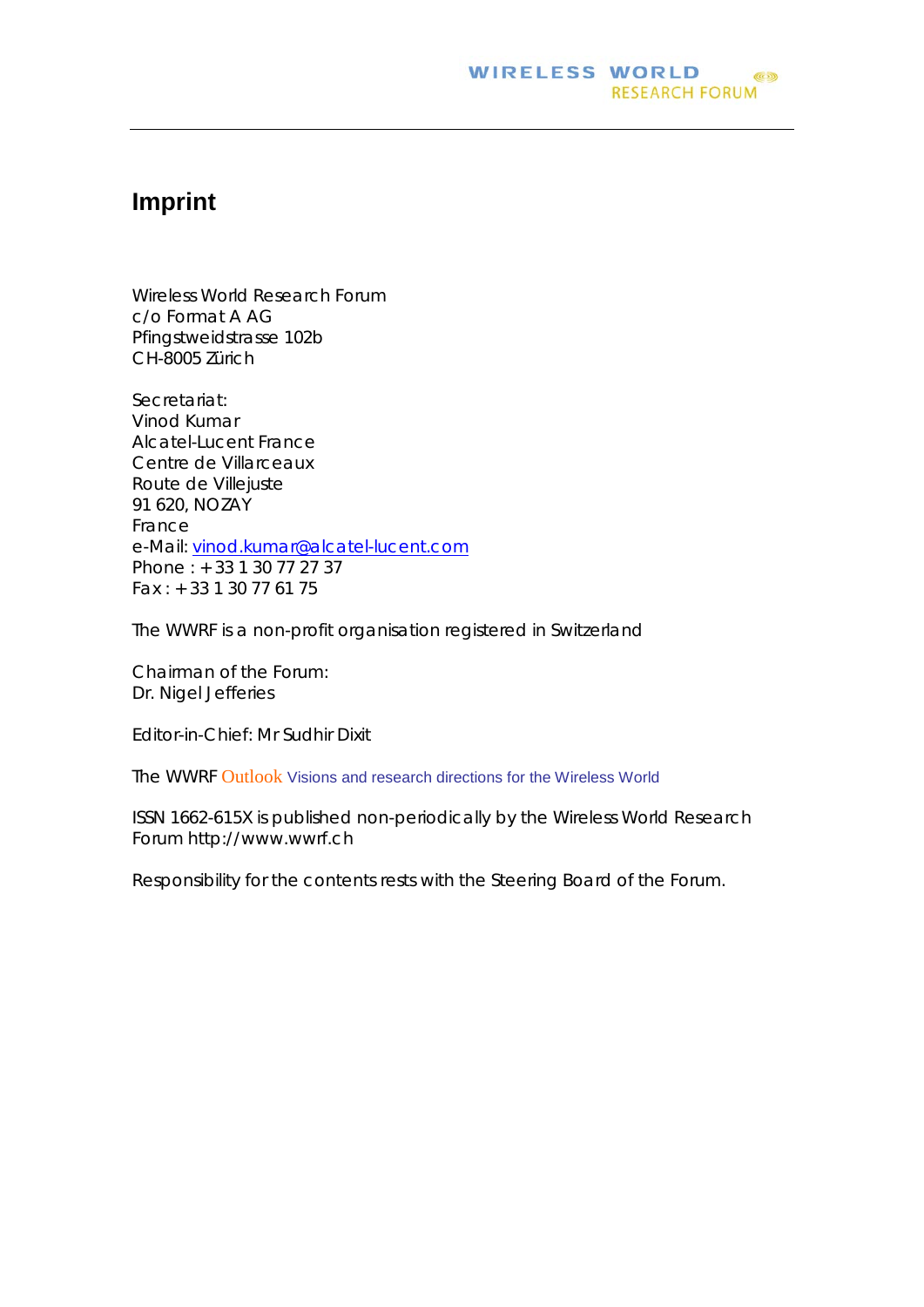# Imprint

Wireless World Research Forum  
c/o Format A AG  
Pfingstweidstrasse 102b  
CH-8005 Zürich

Secretariat:  
Vinod Kumar  
Alcatel-Lucent France  
Centre de Villarceaux  
Route de Villejuste  
91 620, NOZAY  
France  
e-Mail: vinod.kumar@alcatel-lucent.com  
Phone : +33 1 30 77 27 37  
Fax : +33 1 30 77 61 75

The WWRF is a non-profit organisation registered in Switzerland

Chairman of the Forum:  
Dr. Nigel Jefferies

Editor-in-Chief: Mr Sudhir Dixit

The WWRF Outlook Visions and research directions for the Wireless World

ISSN 1662-615X is published non-periodically by the Wireless World Research Forum http://www.wwrf.ch

Responsibility for the contents rests with the Steering Board of the Forum.